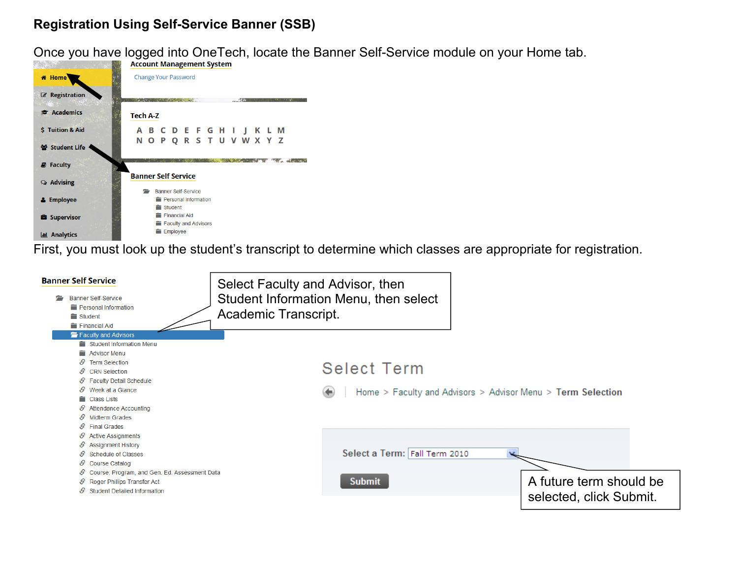## Registration Using Self-Service Banner (SSB)

Once you have logged into OneTech, locate the Banner Self-Service module on your Home tab.

First, you must look up the student's transcript to determine which classes are appropriate for registration.

Select Faculty and Advisor, then Student Information Menu, then select Academic Transcript.

A future term should be selected, click Submit.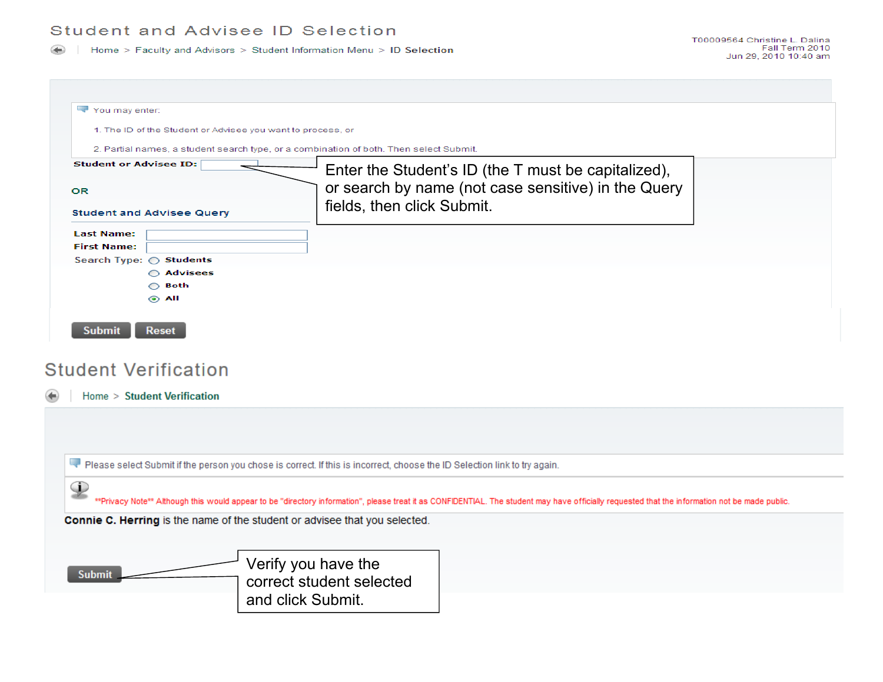## Student and Advisee ID Selection

Home > Faculty and Advisors > Student Information Menu > ID Selection

T00009564 Christine L. Dalina
Fall Term 2010
Jun 29, 2010 10:40 am

You may enter:

1. The ID of the Student or Advisee you want to process, or
2. Partial names, a student search type, or a combination of both. Then select Submit.

**Student or Advisee ID:**

Enter the Student's ID (the T must be capitalized), or search by name (not case sensitive) in the Query fields, then click Submit.

**OR**

**Student and Advisee Query**

**Last Name:**
**First Name:**
Search Type: ○ Students ○ Advisees ○ Both ◉ All

Submit | Reset

## Student Verification

Home > **Student Verification**

Please select Submit if the person you chose is correct. If this is incorrect, choose the ID Selection link to try again.

**Privacy Note** Although this would appear to be "directory information", please treat it as CONFIDENTIAL. The student may have officially requested that the information not be made public.

**Connie C. Herring** is the name of the student or advisee that you selected.

Submit

Verify you have the correct student selected and click Submit.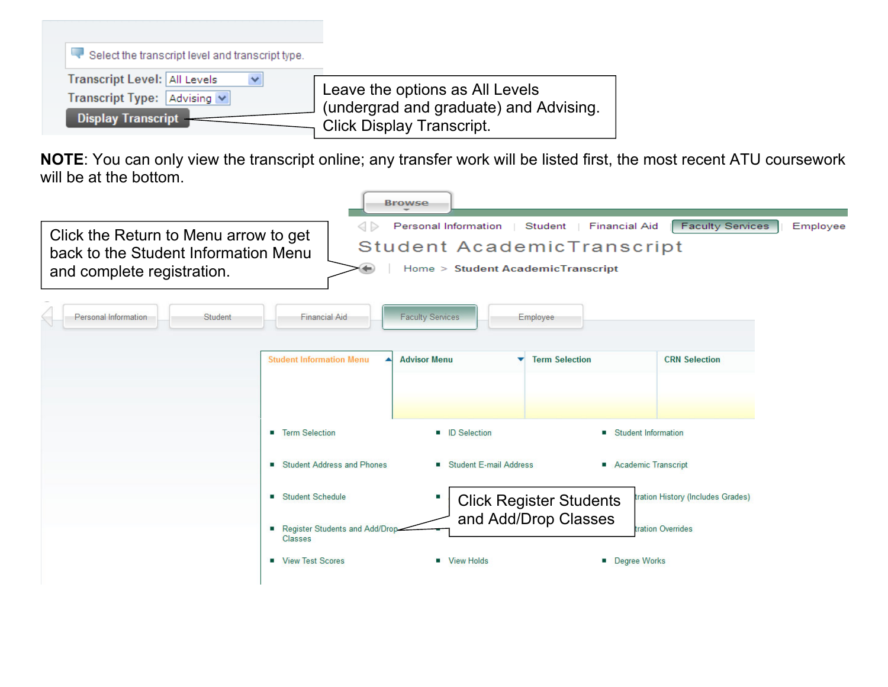Select the transcript level and transcript type.

Transcript Level: All Levels

Transcript Type: Advising

Display Transcript

Leave the options as All Levels (undergrad and graduate) and Advising. Click Display Transcript.

**NOTE**: You can only view the transcript online; any transfer work will be listed first, the most recent ATU coursework will be at the bottom.

Browse

Personal Information | Student | Financial Aid | Faculty Services | Employee

Student AcademicTranscript

Home > Student AcademicTranscript

Click the Return to Menu arrow to get back to the Student Information Menu and complete registration.

Personal Information | Student | Financial Aid | Faculty Services | Employee

Student Information Menu | Advisor Menu | Term Selection | CRN Selection

- Term Selection
- ID Selection
- Student Information
- Student Address and Phones
- Student E-mail Address
- Academic Transcript
- Student Schedule
- ...tration History (Includes Grades)
- Register Students and Add/Drop Classes
- ...tration Overrides
- View Test Scores
- View Holds
- Degree Works

Click Register Students and Add/Drop Classes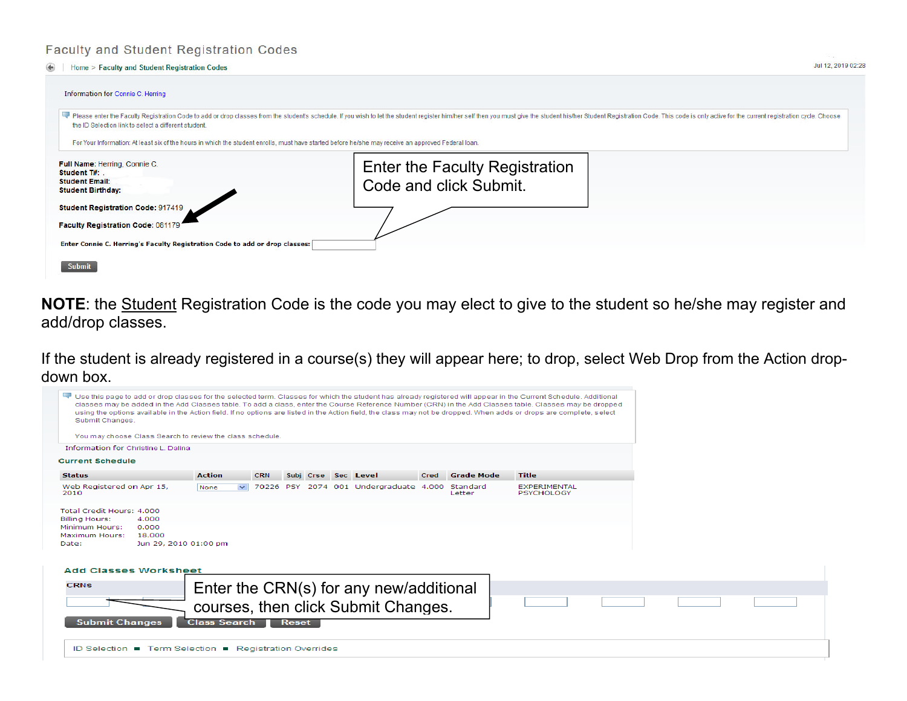## Faculty and Student Registration Codes

Home > **Faculty and Student Registration Codes**

Jul 12, 2019 02:28

Information for Connie C. Herring

Please enter the Faculty Registration Code to add or drop classes from the student's schedule. If you wish to let the student register him/her self then you must give the student his/her Student Registration Code. This code is only active for the current registration cycle. Choose the ID Selection link to select a different student.

For Your Information: At least six of the hours in which the student enrolls, must have started before he/she may receive an approved Federal loan.

**Full Name:** Herring, Connie C.
**Student T#:** .
**Student Email:**
**Student Birthday:**

**Student Registration Code:** 917419

**Faculty Registration Code:** 061179

**Enter Connie C. Herring's Faculty Registration Code to add or drop classes:**

Submit

Enter the Faculty Registration Code and click Submit.

**NOTE**: the Student Registration Code is the code you may elect to give to the student so he/she may register and add/drop classes.

If the student is already registered in a course(s) they will appear here; to drop, select Web Drop from the Action drop-down box.

Use this page to add or drop classes for the selected term. Classes for which the student has already registered will appear in the Current Schedule. Additional classes may be added in the Add Classes table. To add a class, enter the Course Reference Number (CRN) in the Add Classes table. Classes may be dropped using the options available in the Action field. If no options are listed in the Action field, the class may not be dropped. When adds or drops are complete, select Submit Changes.

You may choose Class Search to review the class schedule.

Information for Christine L. Dalina

**Current Schedule**

| Status | Action | CRN | Subj | Crse | Sec | Level | Cred | Grade Mode | Title |
|---|---|---|---|---|---|---|---|---|---|
| Web Registered on Apr 15, 2010 | None | 70226 | PSY | 2074 | 001 | Undergraduate | 4.000 | Standard Letter | EXPERIMENTAL PSYCHOLOGY |

Total Credit Hours: 4.000
Billing Hours: 4.000
Minimum Hours: 0.000
Maximum Hours: 18.000
Date: Jun 29, 2010 01:00 pm

**Add Classes Worksheet**

CRNs

Enter the CRN(s) for any new/additional courses, then click Submit Changes.

Submit Changes | Class Search | Reset

ID Selection ■ Term Selection ■ Registration Overrides